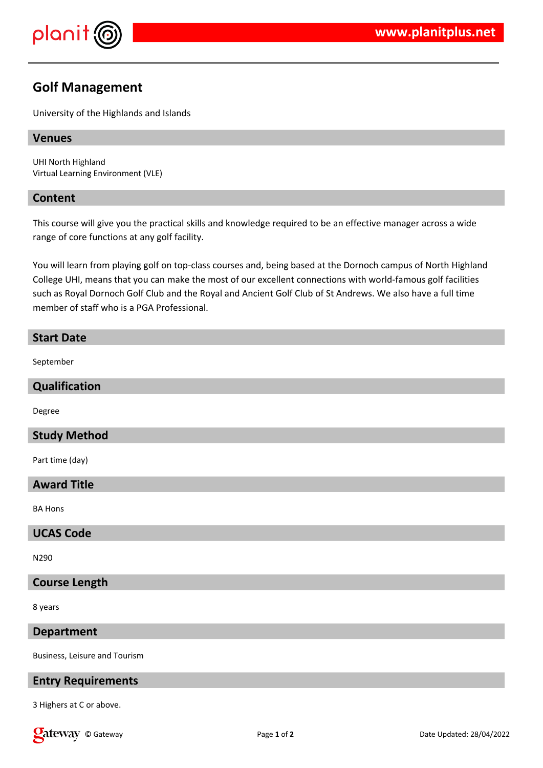# Golf Management

University of the Highlands and Islands

## Venues

UHI North Highland
Virtual Learning Environment (VLE)

## Content

This course will give you the practical skills and knowledge required to be an effective manager across a wide range of core functions at any golf facility.

You will learn from playing golf on top-class courses and, being based at the Dornoch campus of North Highland College UHI, means that you can make the most of our excellent connections with world-famous golf facilities such as Royal Dornoch Golf Club and the Royal and Ancient Golf Club of St Andrews. We also have a full time member of staff who is a PGA Professional.

## Start Date

September

## Qualification

Degree

## Study Method

Part time (day)

## Award Title

BA Hons

## UCAS Code

N290

## Course Length

8 years

## Department

Business, Leisure and Tourism

## Entry Requirements

3 Highers at C or above.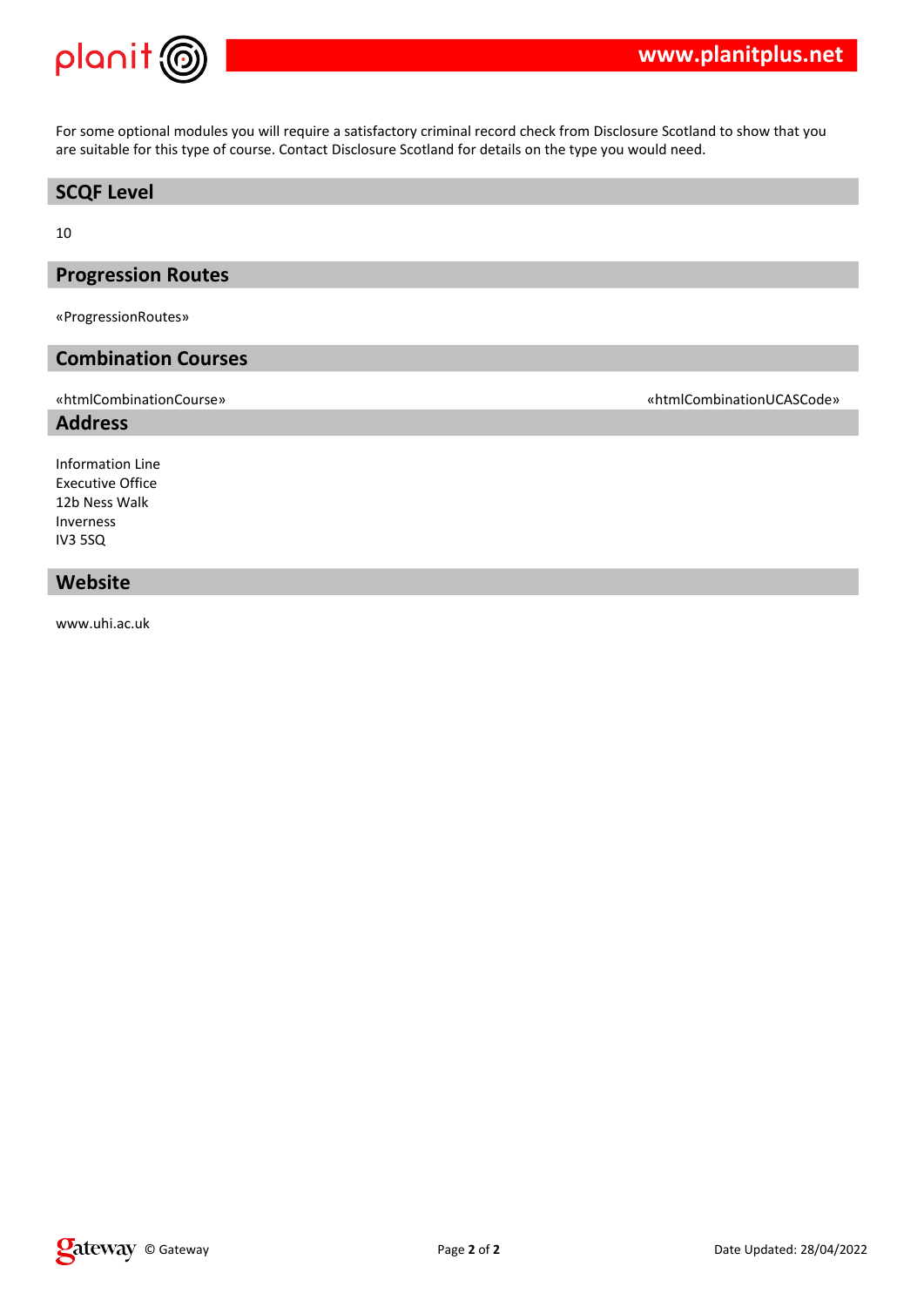For some optional modules you will require a satisfactory criminal record check from Disclosure Scotland to show that you are suitable for this type of course. Contact Disclosure Scotland for details on the type you would need.

## SCQF Level

10

## Progression Routes

«ProgressionRoutes»

## Combination Courses

«htmlCombinationCourse» «htmlCombinationUCASCode»

## Address

Information Line
Executive Office
12b Ness Walk
Inverness
IV3 5SQ

## Website

www.uhi.ac.uk